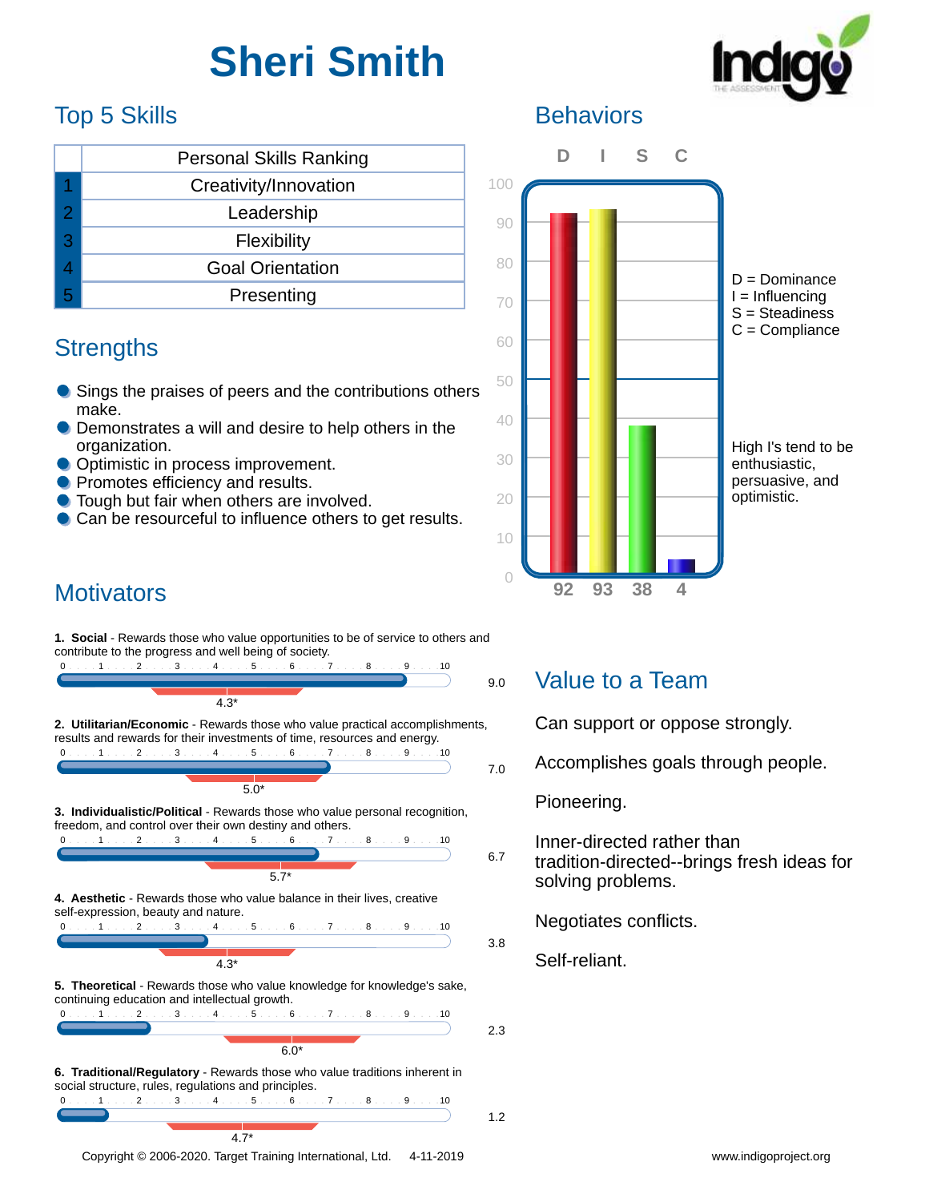# Sheri Smith

## Top 5 Skills

| | Personal Skills Ranking |
|---|---|
| 1 | Creativity/Innovation |
| 2 | Leadership |
| 3 | Flexibility |
| 4 | Goal Orientation |
| 5 | Presenting |

## Strengths

- Sings the praises of peers and the contributions others make.
- Demonstrates a will and desire to help others in the organization.
- Optimistic in process improvement.
- Promotes efficiency and results.
- Tough but fair when others are involved.
- Can be resourceful to influence others to get results.

## Behaviors

| D | I | S | C |
|---|---|---|---|
| 92 | 93 | 38 | 4 |

D = Dominance
I = Influencing
S = Steadiness
C = Compliance

High I's tend to be enthusiastic, persuasive, and optimistic.

## Motivators

**1. Social** - Rewards those who value opportunities to be of service to others and contribute to the progress and well being of society.
9.0 (4.3*)

**2. Utilitarian/Economic** - Rewards those who value practical accomplishments, results and rewards for their investments of time, resources and energy.
7.0 (5.0*)

**3. Individualistic/Political** - Rewards those who value personal recognition, freedom, and control over their own destiny and others.
6.7 (5.7*)

**4. Aesthetic** - Rewards those who value balance in their lives, creative self-expression, beauty and nature.
3.8 (4.3*)

**5. Theoretical** - Rewards those who value knowledge for knowledge's sake, continuing education and intellectual growth.
2.3 (6.0*)

**6. Traditional/Regulatory** - Rewards those who value traditions inherent in social structure, rules, regulations and principles.
1.2 (4.7*)

## Value to a Team

Can support or oppose strongly.

Accomplishes goals through people.

Pioneering.

Inner-directed rather than tradition-directed--brings fresh ideas for solving problems.

Negotiates conflicts.

Self-reliant.

Copyright © 2006-2020. Target Training International, Ltd. 4-11-2019

www.indigoproject.org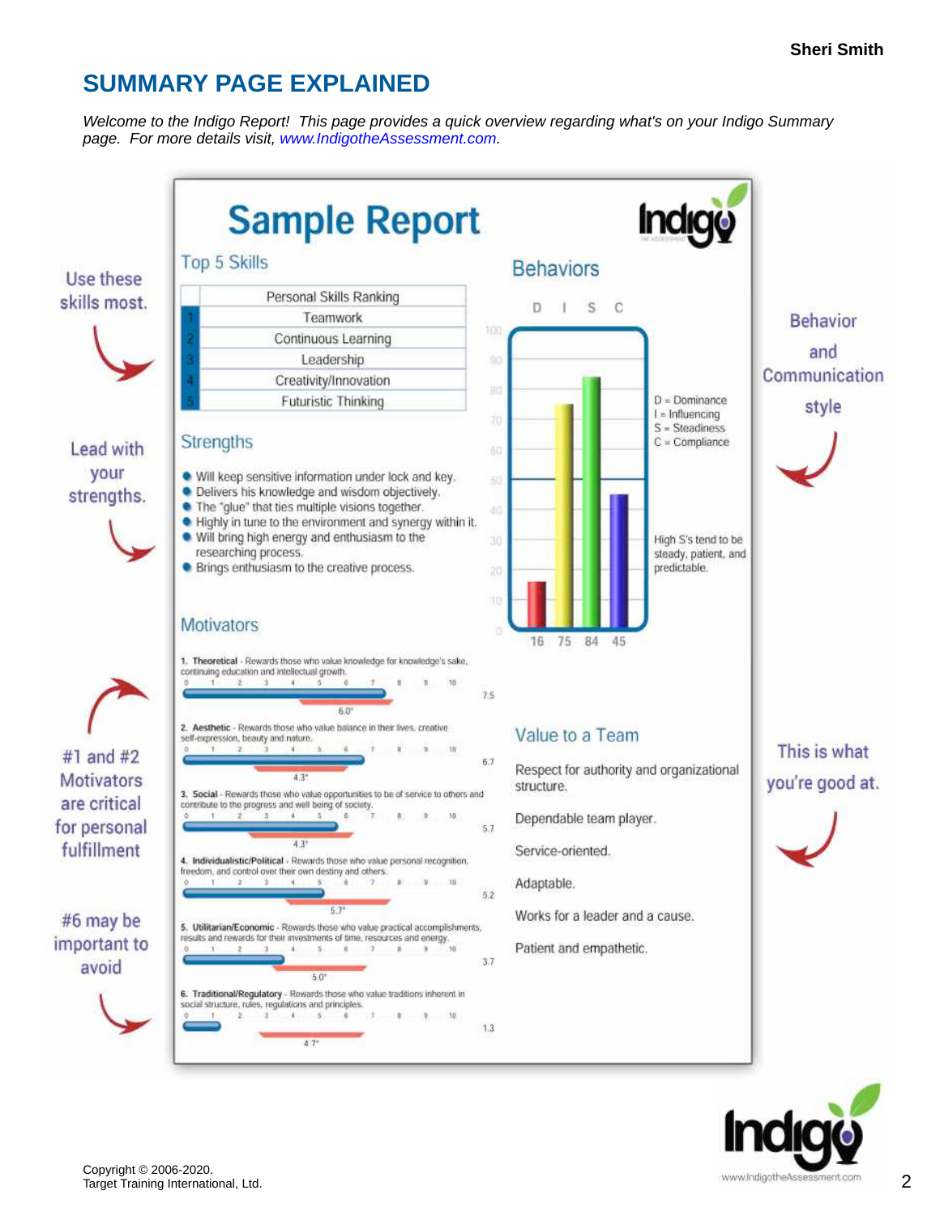## SUMMARY PAGE EXPLAINED

*Welcome to the Indigo Report! This page provides a quick overview regarding what's on your Indigo Summary page. For more details visit, www.IndigotheAssessment.com.*

Use these skills most.

Lead with your strengths.

#1 and #2 Motivators are critical for personal fulfillment

#6 may be important to avoid

# Sample Report

### Top 5 Skills

| | Personal Skills Ranking |
|---|---|
| 1 | Teamwork |
| 2 | Continuous Learning |
| 3 | Leadership |
| 4 | Creativity/Innovation |
| 5 | Futuristic Thinking |

### Strengths

- Will keep sensitive information under lock and key.
- Delivers his knowledge and wisdom objectively.
- The "glue" that ties multiple visions together.
- Highly in tune to the environment and synergy within it.
- Will bring high energy and enthusiasm to the researching process.
- Brings enthusiasm to the creative process.

### Motivators

1. **Theoretical** - Rewards those who value knowledge for knowledge's sake, continuing education and intellectual growth. 7.5 (6.0*)
2. **Aesthetic** - Rewards those who value balance in their lives, creative self-expression, beauty and nature. 6.7 (4.3*)
3. **Social** - Rewards those who value opportunities to be of service to others and contribute to the progress and well being of society. 5.7 (4.3*)
4. **Individualistic/Political** - Rewards those who value personal recognition, freedom, and control over their own destiny and others. 5.2 (5.7*)
5. **Utilitarian/Economic** - Rewards those who value practical accomplishments, results and rewards for their investments of time, resources and energy. 3.7 (5.0*)
6. **Traditional/Regulatory** - Rewards those who value traditions inherent in social structure, rules, regulations and principles. 1.3 (4.7*)

### Behaviors

| D | I | S | C |
|---|---|---|---|
| 16 | 75 | 84 | 45 |

D = Dominance
I = Influencing
S = Steadiness
C = Compliance

High S's tend to be steady, patient, and predictable.

### Value to a Team

Respect for authority and organizational structure.

Dependable team player.

Service-oriented.

Adaptable.

Works for a leader and a cause.

Patient and empathetic.

Behavior and Communication style

This is what you're good at.

Copyright © 2006-2020.
Target Training International, Ltd.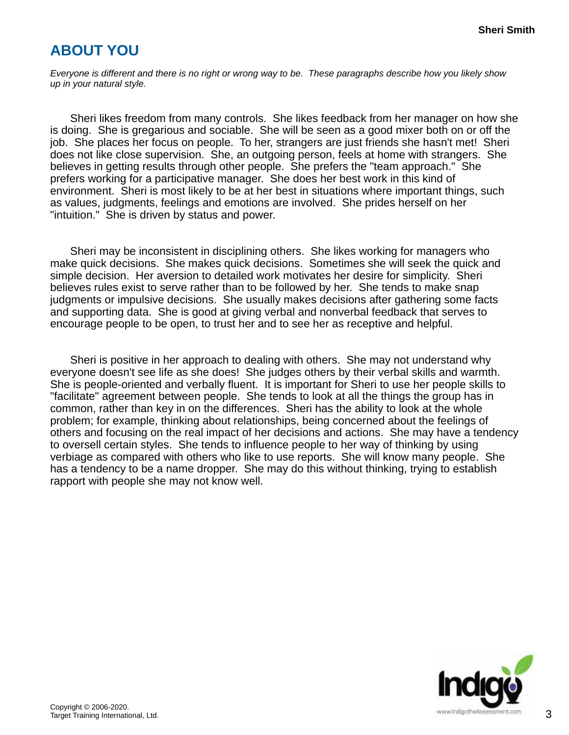# ABOUT YOU

*Everyone is different and there is no right or wrong way to be. These paragraphs describe how you likely show up in your natural style.*

Sheri likes freedom from many controls. She likes feedback from her manager on how she is doing. She is gregarious and sociable. She will be seen as a good mixer both on or off the job. She places her focus on people. To her, strangers are just friends she hasn't met! Sheri does not like close supervision. She, an outgoing person, feels at home with strangers. She believes in getting results through other people. She prefers the "team approach." She prefers working for a participative manager. She does her best work in this kind of environment. Sheri is most likely to be at her best in situations where important things, such as values, judgments, feelings and emotions are involved. She prides herself on her "intuition." She is driven by status and power.

Sheri may be inconsistent in disciplining others. She likes working for managers who make quick decisions. She makes quick decisions. Sometimes she will seek the quick and simple decision. Her aversion to detailed work motivates her desire for simplicity. Sheri believes rules exist to serve rather than to be followed by her. She tends to make snap judgments or impulsive decisions. She usually makes decisions after gathering some facts and supporting data. She is good at giving verbal and nonverbal feedback that serves to encourage people to be open, to trust her and to see her as receptive and helpful.

Sheri is positive in her approach to dealing with others. She may not understand why everyone doesn't see life as she does! She judges others by their verbal skills and warmth. She is people-oriented and verbally fluent. It is important for Sheri to use her people skills to "facilitate" agreement between people. She tends to look at all the things the group has in common, rather than key in on the differences. Sheri has the ability to look at the whole problem; for example, thinking about relationships, being concerned about the feelings of others and focusing on the real impact of her decisions and actions. She may have a tendency to oversell certain styles. She tends to influence people to her way of thinking by using verbiage as compared with others who like to use reports. She will know many people. She has a tendency to be a name dropper. She may do this without thinking, trying to establish rapport with people she may not know well.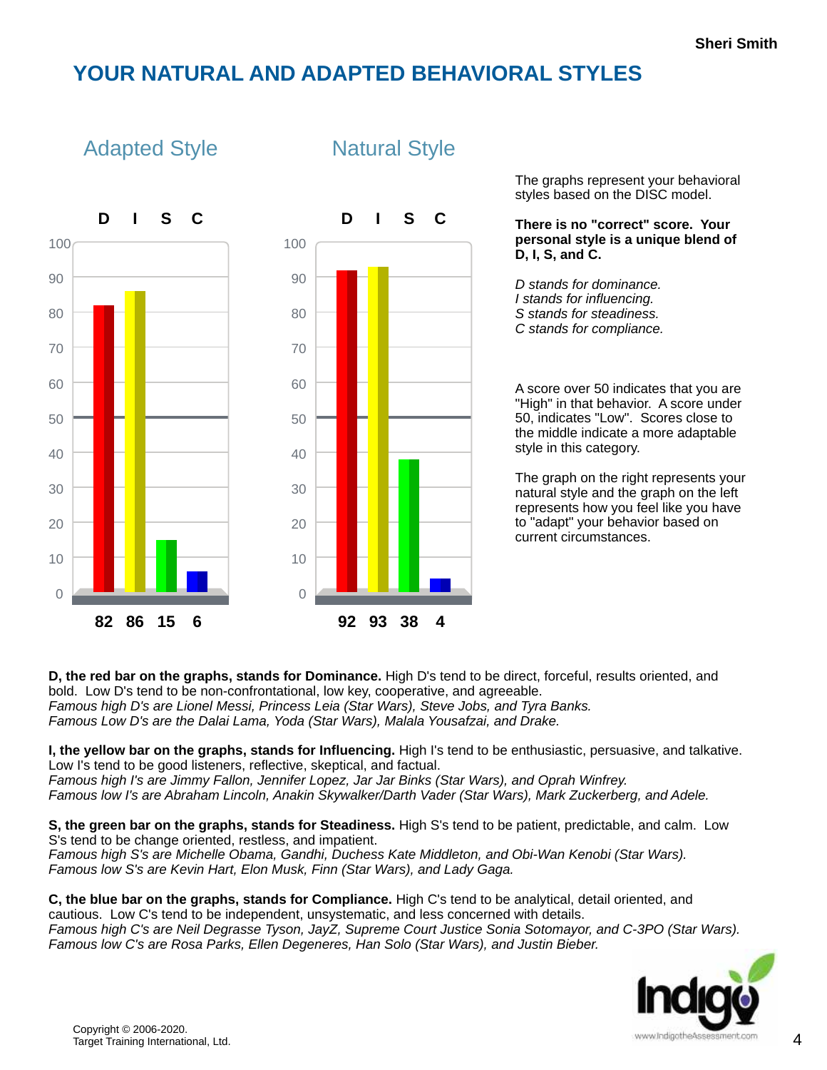# YOUR NATURAL AND ADAPTED BEHAVIORAL STYLES

## Adapted Style

| D | I | S | C |
|---|---|---|---|
| 82 | 86 | 15 | 6 |

## Natural Style

| D | I | S | C |
|---|---|---|---|
| 92 | 93 | 38 | 4 |

The graphs represent your behavioral styles based on the DISC model.

**There is no "correct" score. Your personal style is a unique blend of D, I, S, and C.**

*D stands for dominance.*
*I stands for influencing.*
*S stands for steadiness.*
*C stands for compliance.*

A score over 50 indicates that you are "High" in that behavior. A score under 50, indicates "Low". Scores close to the middle indicate a more adaptable style in this category.

The graph on the right represents your natural style and the graph on the left represents how you feel like you have to "adapt" your behavior based on current circumstances.

**D, the red bar on the graphs, stands for Dominance.** High D's tend to be direct, forceful, results oriented, and bold. Low D's tend to be non-confrontational, low key, cooperative, and agreeable.
*Famous high D's are Lionel Messi, Princess Leia (Star Wars), Steve Jobs, and Tyra Banks.*
*Famous Low D's are the Dalai Lama, Yoda (Star Wars), Malala Yousafzai, and Drake.*

**I, the yellow bar on the graphs, stands for Influencing.** High I's tend to be enthusiastic, persuasive, and talkative. Low I's tend to be good listeners, reflective, skeptical, and factual.
*Famous high I's are Jimmy Fallon, Jennifer Lopez, Jar Jar Binks (Star Wars), and Oprah Winfrey.*
*Famous low I's are Abraham Lincoln, Anakin Skywalker/Darth Vader (Star Wars), Mark Zuckerberg, and Adele.*

**S, the green bar on the graphs, stands for Steadiness.** High S's tend to be patient, predictable, and calm. Low S's tend to be change oriented, restless, and impatient.
*Famous high S's are Michelle Obama, Gandhi, Duchess Kate Middleton, and Obi-Wan Kenobi (Star Wars).*
*Famous low S's are Kevin Hart, Elon Musk, Finn (Star Wars), and Lady Gaga.*

**C, the blue bar on the graphs, stands for Compliance.** High C's tend to be analytical, detail oriented, and cautious. Low C's tend to be independent, unsystematic, and less concerned with details.
*Famous high C's are Neil Degrasse Tyson, JayZ, Supreme Court Justice Sonia Sotomayor, and C-3PO (Star Wars).*
*Famous low C's are Rosa Parks, Ellen Degeneres, Han Solo (Star Wars), and Justin Bieber.*

Copyright © 2006-2020.
Target Training International, Ltd.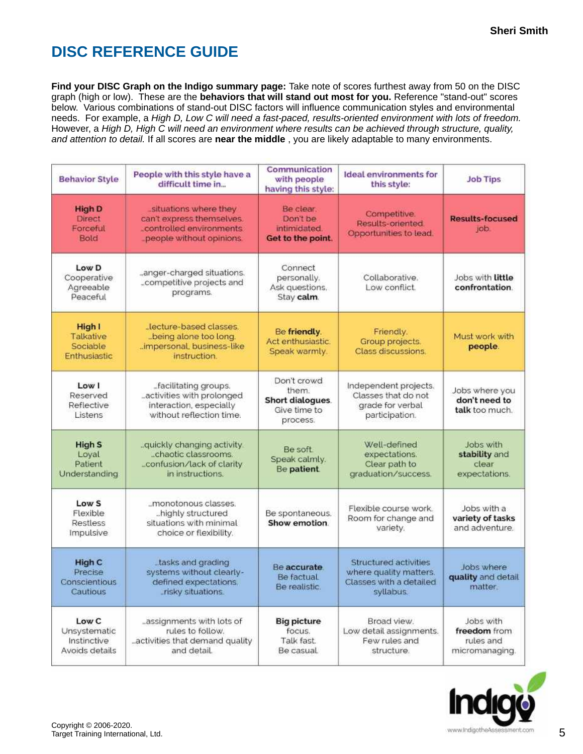# DISC REFERENCE GUIDE

**Find your DISC Graph on the Indigo summary page:** Take note of scores furthest away from 50 on the DISC graph (high or low). These are the **behaviors that will stand out most for you.** Reference "stand-out" scores below. Various combinations of stand-out DISC factors will influence communication styles and environmental needs. For example, a *High D, Low C will need a fast-paced, results-oriented environment with lots of freedom.* However, a *High D, High C will need an environment where results can be achieved through structure, quality, and attention to detail.* If all scores are **near the middle** , you are likely adaptable to many environments.

| Behavior Style | People with this style have a difficult time in... | Communication with people having this style: | Ideal environments for this style: | Job Tips |
| --- | --- | --- | --- | --- |
| **High D** Direct Forceful Bold | ...situations where they can't express themselves. ...controlled environments. ...people without opinions. | Be clear. Don't be intimidated. **Get to the point.** | Competitive. Results-oriented. Opportunities to lead. | **Results-focused** job. |
| **Low D** Cooperative Agreeable Peaceful | ...anger-charged situations. ...competitive projects and programs. | Connect personally. Ask questions. Stay **calm**. | Collaborative. Low conflict. | Jobs with **little confrontation**. |
| **High I** Talkative Sociable Enthusiastic | ...lecture-based classes. ...being alone too long. ...impersonal, business-like instruction. | Be **friendly**. Act enthusiastic. Speak warmly. | Friendly. Group projects. Class discussions. | Must work with **people**. |
| **Low I** Reserved Reflective Listens | ...facilitating groups. ...activities with prolonged interaction, especially without reflection time. | Don't crowd them. **Short dialogues**. Give time to process. | Independent projects. Classes that do not grade for verbal participation. | Jobs where you **don't need to talk** too much. |
| **High S** Loyal Patient Understanding | ...quickly changing activity. ...chaotic classrooms. ...confusion/lack of clarity in instructions. | Be soft. Speak calmly. Be **patient**. | Well-defined expectations. Clear path to graduation/success. | Jobs with **stability** and clear expectations. |
| **Low S** Flexible Restless Impulsive | ...monotonous classes. ...highly structured situations with minimal choice or flexibility. | Be spontaneous. **Show emotion**. | Flexible course work. Room for change and variety. | Jobs with a **variety of tasks** and adventure. |
| **High C** Precise Conscientious Cautious | ...tasks and grading systems without clearly-defined expectations. ...risky situations. | Be **accurate**. Be factual. Be realistic. | Structured activities where quality matters. Classes with a detailed syllabus. | Jobs where **quality** and detail matter. |
| **Low C** Unsystematic Instinctive Avoids details | ...assignments with lots of rules to follow. ...activities that demand quality and detail. | **Big picture** focus. Talk fast. Be casual. | Broad view. Low detail assignments. Few rules and structure. | Jobs with **freedom** from rules and micromanaging. |

Copyright © 2006-2020.
Target Training International, Ltd.

www.IndigotheAssessment.com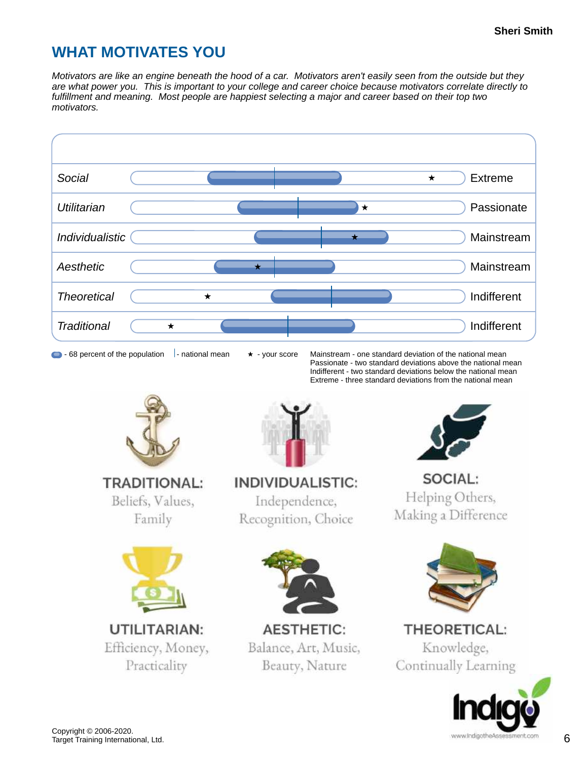## WHAT MOTIVATES YOU

*Motivators are like an engine beneath the hood of a car. Motivators aren't easily seen from the outside but they are what power you. This is important to your college and career choice because motivators correlate directly to fulfillment and meaning. Most people are happiest selecting a major and career based on their top two motivators.*

| Motivator | Level |
|---|---|
| *Social* | Extreme |
| *Utilitarian* | Passionate |
| *Individualistic* | Mainstream |
| *Aesthetic* | Mainstream |
| *Theoretical* | Indifferent |
| *Traditional* | Indifferent |

- 68 percent of the population | - national mean | ★ - your score

Mainstream - one standard deviation of the national mean
Passionate - two standard deviations above the national mean
Indifferent - two standard deviations below the national mean
Extreme - three standard deviations from the national mean

**TRADITIONAL:** Beliefs, Values, Family

**INDIVIDUALISTIC:** Independence, Recognition, Choice

**SOCIAL:** Helping Others, Making a Difference

**UTILITARIAN:** Efficiency, Money, Practicality

**AESTHETIC:** Balance, Art, Music, Beauty, Nature

**THEORETICAL:** Knowledge, Continually Learning

Copyright © 2006-2020.
Target Training International, Ltd.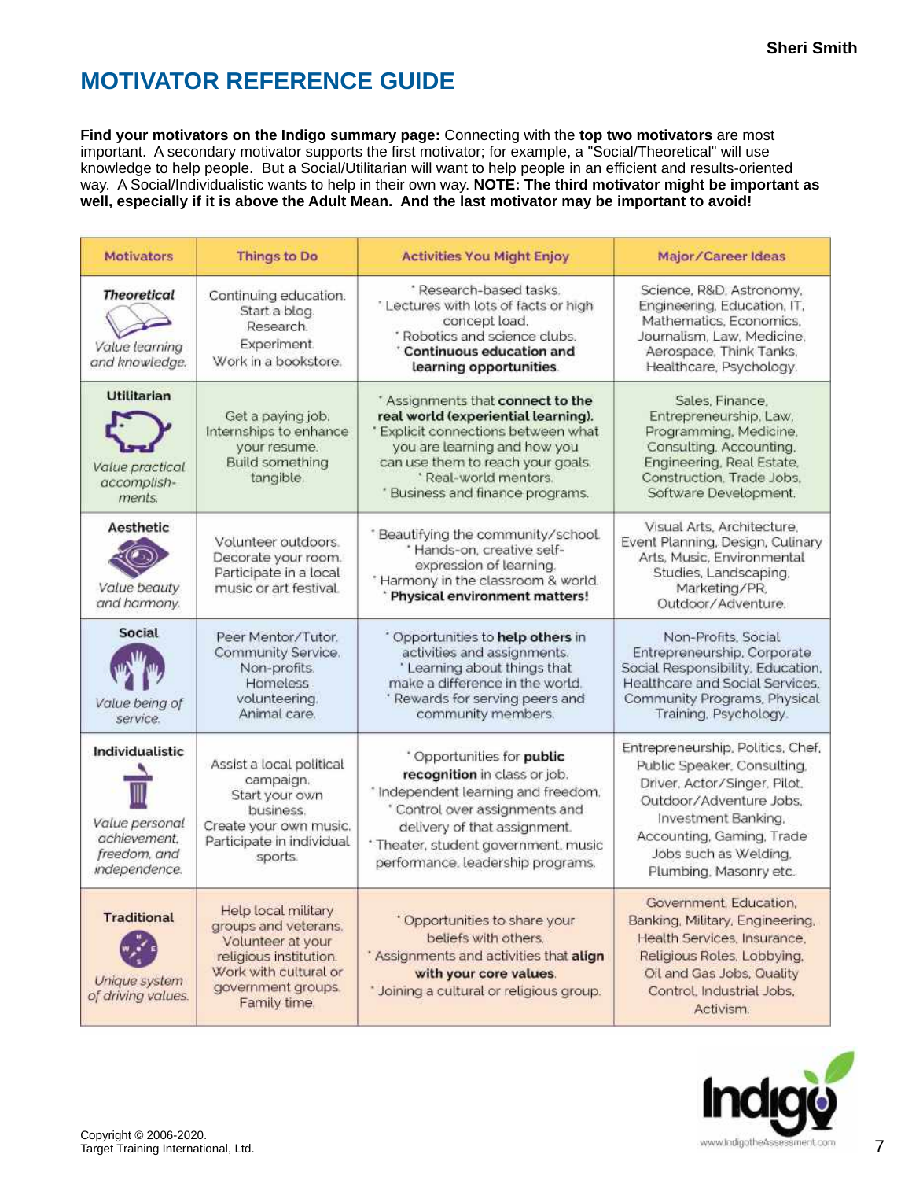# MOTIVATOR REFERENCE GUIDE

**Find your motivators on the Indigo summary page:** Connecting with the **top two motivators** are most important. A secondary motivator supports the first motivator; for example, a "Social/Theoretical" will use knowledge to help people. But a Social/Utilitarian will want to help people in an efficient and results-oriented way. A Social/Individualistic wants to help in their own way. **NOTE: The third motivator might be important as well, especially if it is above the Adult Mean. And the last motivator may be important to avoid!**

| Motivators | Things to Do | Activities You Might Enjoy | Major/Career Ideas |
|---|---|---|---|
| **Theoretical** *Value learning and knowledge.* | Continuing education. Start a blog. Research. Experiment. Work in a bookstore. | · Research-based tasks. · Lectures with lots of facts or high concept load. · Robotics and science clubs. · **Continuous education and learning opportunities.** | Science, R&D, Astronomy, Engineering, Education, IT, Mathematics, Economics, Journalism, Law, Medicine, Aerospace, Think Tanks, Healthcare, Psychology. |
| **Utilitarian** *Value practical accomplish-ments.* | Get a paying job. Internships to enhance your resume. Build something tangible. | · Assignments that **connect to the real world (experiential learning).** · Explicit connections between what you are learning and how you can use them to reach your goals. · Real-world mentors. · Business and finance programs. | Sales, Finance, Entrepreneurship, Law, Programming, Medicine, Consulting, Accounting, Engineering, Real Estate, Construction, Trade Jobs, Software Development. |
| **Aesthetic** *Value beauty and harmony.* | Volunteer outdoors. Decorate your room. Participate in a local music or art festival. | · Beautifying the community/school. · Hands-on, creative self-expression of learning. · Harmony in the classroom & world. · **Physical environment matters!** | Visual Arts, Architecture, Event Planning, Design, Culinary Arts, Music, Environmental Studies, Landscaping, Marketing/PR, Outdoor/Adventure. |
| **Social** *Value being of service.* | Peer Mentor/Tutor. Community Service. Non-profits. Homeless volunteering. Animal care. | · Opportunities to **help others** in activities and assignments. · Learning about things that make a difference in the world. · Rewards for serving peers and community members. | Non-Profits, Social Entrepreneurship, Corporate Social Responsibility, Education, Healthcare and Social Services, Community Programs, Physical Training, Psychology. |
| **Individualistic** *Value personal achievement, freedom, and independence.* | Assist a local political campaign. Start your own business. Create your own music. Participate in individual sports. | · Opportunities for **public recognition** in class or job. · Independent learning and freedom. · Control over assignments and delivery of that assignment. · Theater, student government, music performance, leadership programs. | Entrepreneurship, Politics, Chef, Public Speaker, Consulting, Driver, Actor/Singer, Pilot, Outdoor/Adventure Jobs, Investment Banking, Accounting, Gaming, Trade Jobs such as Welding, Plumbing, Masonry etc. |
| **Traditional** *Unique system of driving values.* | Help local military groups and veterans. Volunteer at your religious institution. Work with cultural or government groups. Family time. | · Opportunities to share your beliefs with others. · Assignments and activities that **align with your core values.** · Joining a cultural or religious group. | Government, Education, Banking, Military, Engineering, Health Services, Insurance, Religious Roles, Lobbying, Oil and Gas Jobs, Quality Control, Industrial Jobs, Activism. |

Copyright © 2006-2020.
Target Training International, Ltd.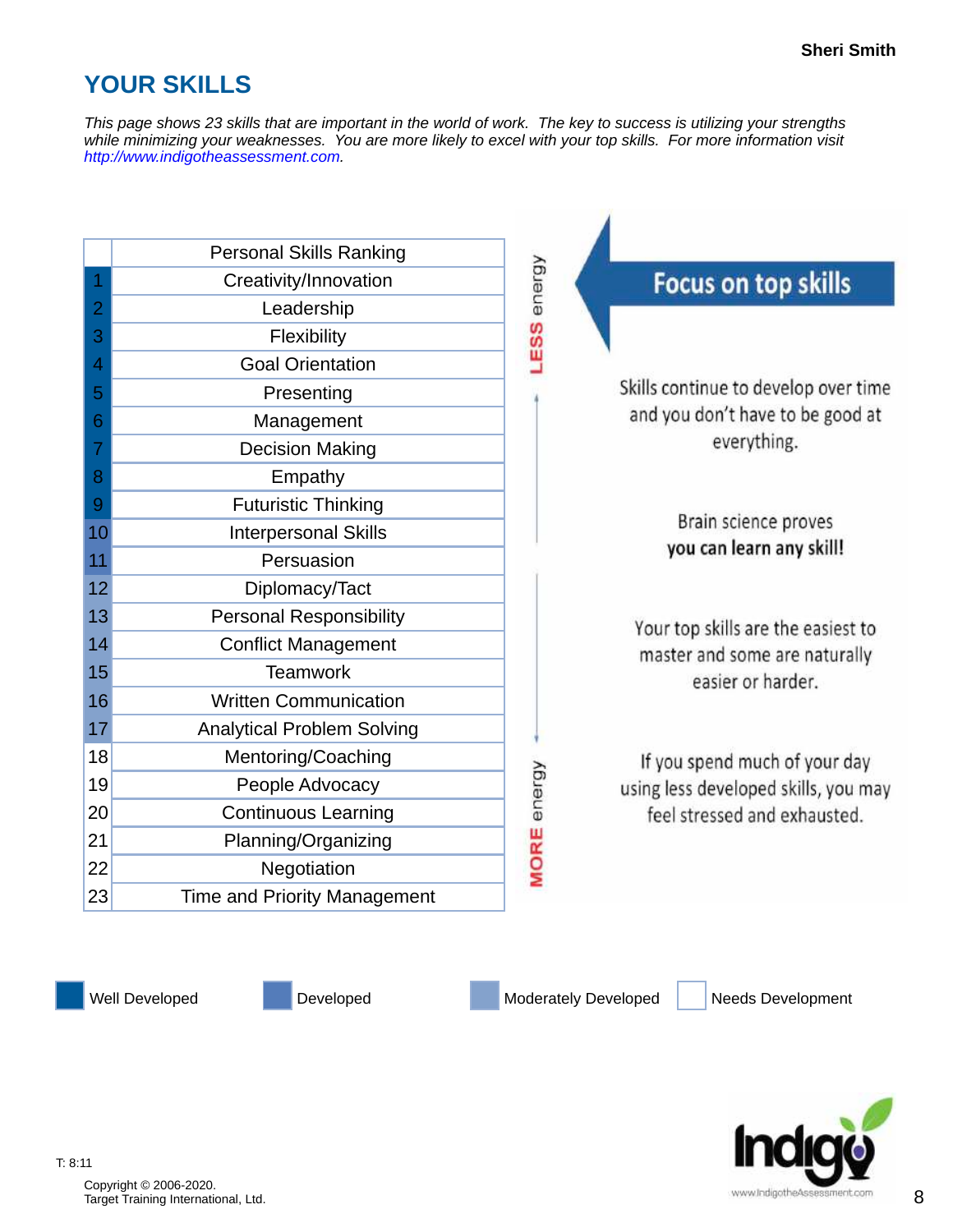# YOUR SKILLS

*This page shows 23 skills that are important in the world of work. The key to success is utilizing your strengths while minimizing your weaknesses. You are more likely to excel with your top skills. For more information visit http://www.indigotheassessment.com.*

| | Personal Skills Ranking |
|---|---|
| 1 | Creativity/Innovation |
| 2 | Leadership |
| 3 | Flexibility |
| 4 | Goal Orientation |
| 5 | Presenting |
| 6 | Management |
| 7 | Decision Making |
| 8 | Empathy |
| 9 | Futuristic Thinking |
| 10 | Interpersonal Skills |
| 11 | Persuasion |
| 12 | Diplomacy/Tact |
| 13 | Personal Responsibility |
| 14 | Conflict Management |
| 15 | Teamwork |
| 16 | Written Communication |
| 17 | Analytical Problem Solving |
| 18 | Mentoring/Coaching |
| 19 | People Advocacy |
| 20 | Continuous Learning |
| 21 | Planning/Organizing |
| 22 | Negotiation |
| 23 | Time and Priority Management |

**LESS** energy ↔ **MORE** energy

**Focus on top skills**

Skills continue to develop over time and you don't have to be good at everything.

Brain science proves **you can learn any skill!**

Your top skills are the easiest to master and some are naturally easier or harder.

If you spend much of your day using less developed skills, you may feel stressed and exhausted.

Well Developed | Developed | Moderately Developed | Needs Development

T: 8:11

Copyright © 2006-2020.
Target Training International, Ltd.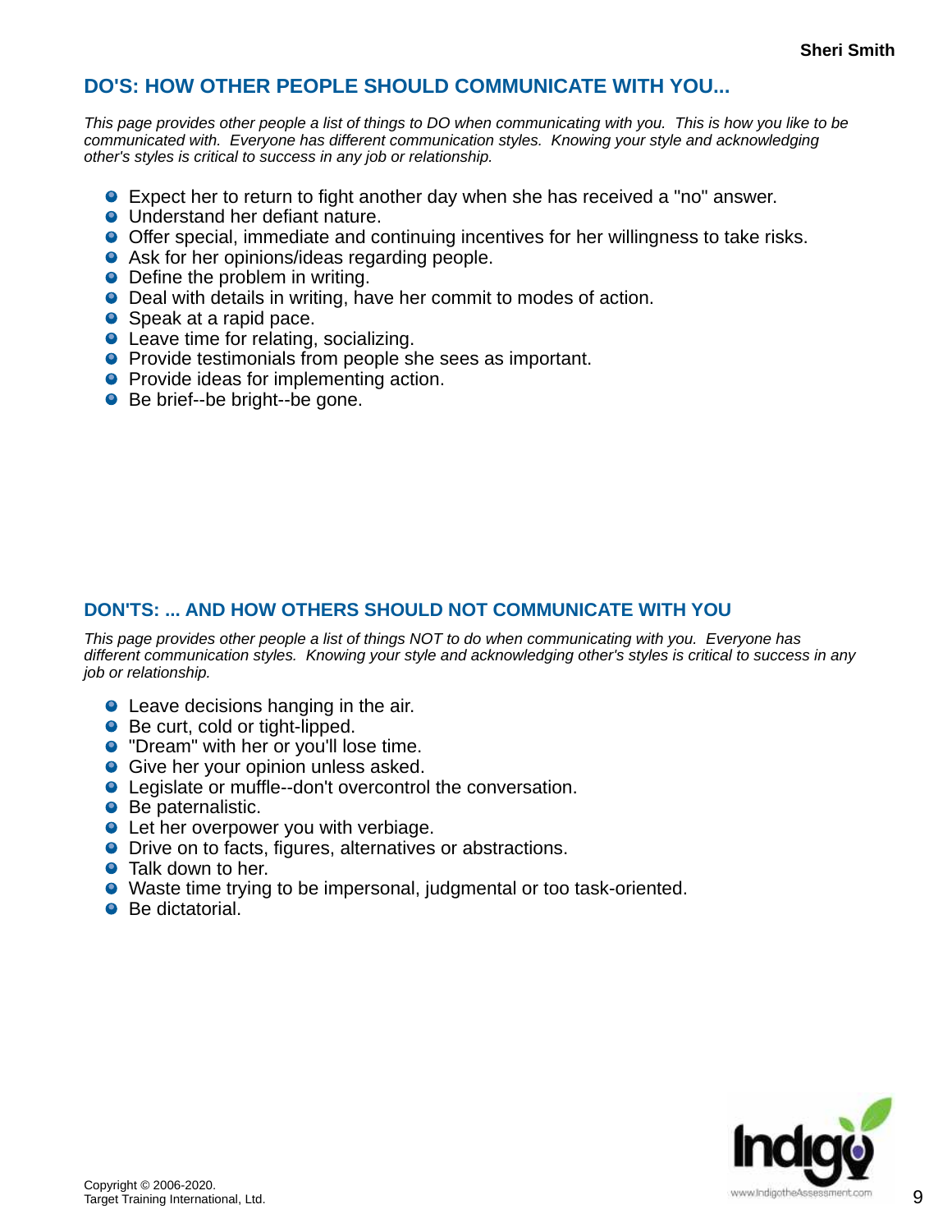## DO'S: HOW OTHER PEOPLE SHOULD COMMUNICATE WITH YOU...

*This page provides other people a list of things to DO when communicating with you. This is how you like to be communicated with. Everyone has different communication styles. Knowing your style and acknowledging other's styles is critical to success in any job or relationship.*

- Expect her to return to fight another day when she has received a "no" answer.
- Understand her defiant nature.
- Offer special, immediate and continuing incentives for her willingness to take risks.
- Ask for her opinions/ideas regarding people.
- Define the problem in writing.
- Deal with details in writing, have her commit to modes of action.
- Speak at a rapid pace.
- Leave time for relating, socializing.
- Provide testimonials from people she sees as important.
- Provide ideas for implementing action.
- Be brief--be bright--be gone.

## DON'TS: ... AND HOW OTHERS SHOULD NOT COMMUNICATE WITH YOU

*This page provides other people a list of things NOT to do when communicating with you. Everyone has different communication styles. Knowing your style and acknowledging other's styles is critical to success in any job or relationship.*

- Leave decisions hanging in the air.
- Be curt, cold or tight-lipped.
- "Dream" with her or you'll lose time.
- Give her your opinion unless asked.
- Legislate or muffle--don't overcontrol the conversation.
- Be paternalistic.
- Let her overpower you with verbiage.
- Drive on to facts, figures, alternatives or abstractions.
- Talk down to her.
- Waste time trying to be impersonal, judgmental or too task-oriented.
- Be dictatorial.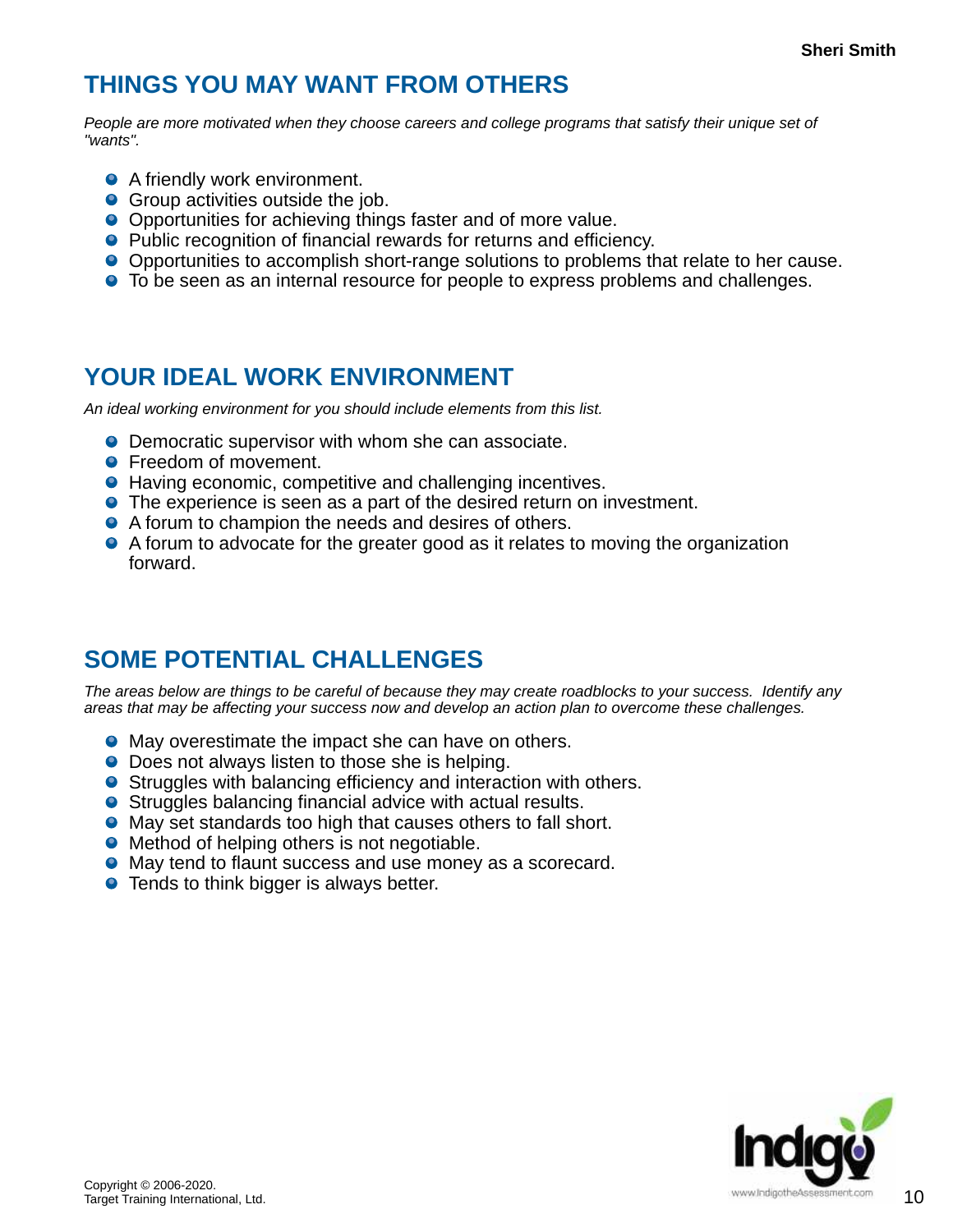## THINGS YOU MAY WANT FROM OTHERS

*People are more motivated when they choose careers and college programs that satisfy their unique set of "wants".*

- A friendly work environment.
- Group activities outside the job.
- Opportunities for achieving things faster and of more value.
- Public recognition of financial rewards for returns and efficiency.
- Opportunities to accomplish short-range solutions to problems that relate to her cause.
- To be seen as an internal resource for people to express problems and challenges.

## YOUR IDEAL WORK ENVIRONMENT

*An ideal working environment for you should include elements from this list.*

- Democratic supervisor with whom she can associate.
- Freedom of movement.
- Having economic, competitive and challenging incentives.
- The experience is seen as a part of the desired return on investment.
- A forum to champion the needs and desires of others.
- A forum to advocate for the greater good as it relates to moving the organization forward.

## SOME POTENTIAL CHALLENGES

*The areas below are things to be careful of because they may create roadblocks to your success. Identify any areas that may be affecting your success now and develop an action plan to overcome these challenges.*

- May overestimate the impact she can have on others.
- Does not always listen to those she is helping.
- Struggles with balancing efficiency and interaction with others.
- Struggles balancing financial advice with actual results.
- May set standards too high that causes others to fall short.
- Method of helping others is not negotiable.
- May tend to flaunt success and use money as a scorecard.
- Tends to think bigger is always better.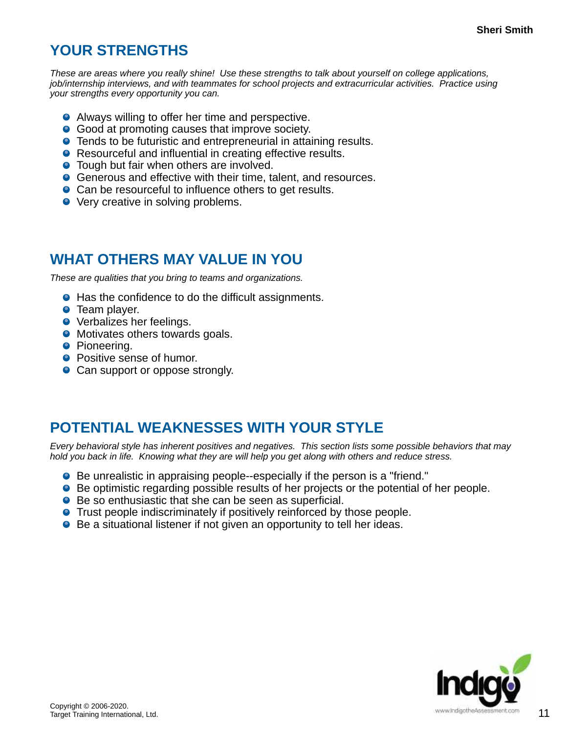## YOUR STRENGTHS

*These are areas where you really shine! Use these strengths to talk about yourself on college applications, job/internship interviews, and with teammates for school projects and extracurricular activities. Practice using your strengths every opportunity you can.*

- Always willing to offer her time and perspective.
- Good at promoting causes that improve society.
- Tends to be futuristic and entrepreneurial in attaining results.
- Resourceful and influential in creating effective results.
- Tough but fair when others are involved.
- Generous and effective with their time, talent, and resources.
- Can be resourceful to influence others to get results.
- Very creative in solving problems.

## WHAT OTHERS MAY VALUE IN YOU

*These are qualities that you bring to teams and organizations.*

- Has the confidence to do the difficult assignments.
- Team player.
- Verbalizes her feelings.
- Motivates others towards goals.
- Pioneering.
- Positive sense of humor.
- Can support or oppose strongly.

## POTENTIAL WEAKNESSES WITH YOUR STYLE

*Every behavioral style has inherent positives and negatives. This section lists some possible behaviors that may hold you back in life. Knowing what they are will help you get along with others and reduce stress.*

- Be unrealistic in appraising people--especially if the person is a "friend."
- Be optimistic regarding possible results of her projects or the potential of her people.
- Be so enthusiastic that she can be seen as superficial.
- Trust people indiscriminately if positively reinforced by those people.
- Be a situational listener if not given an opportunity to tell her ideas.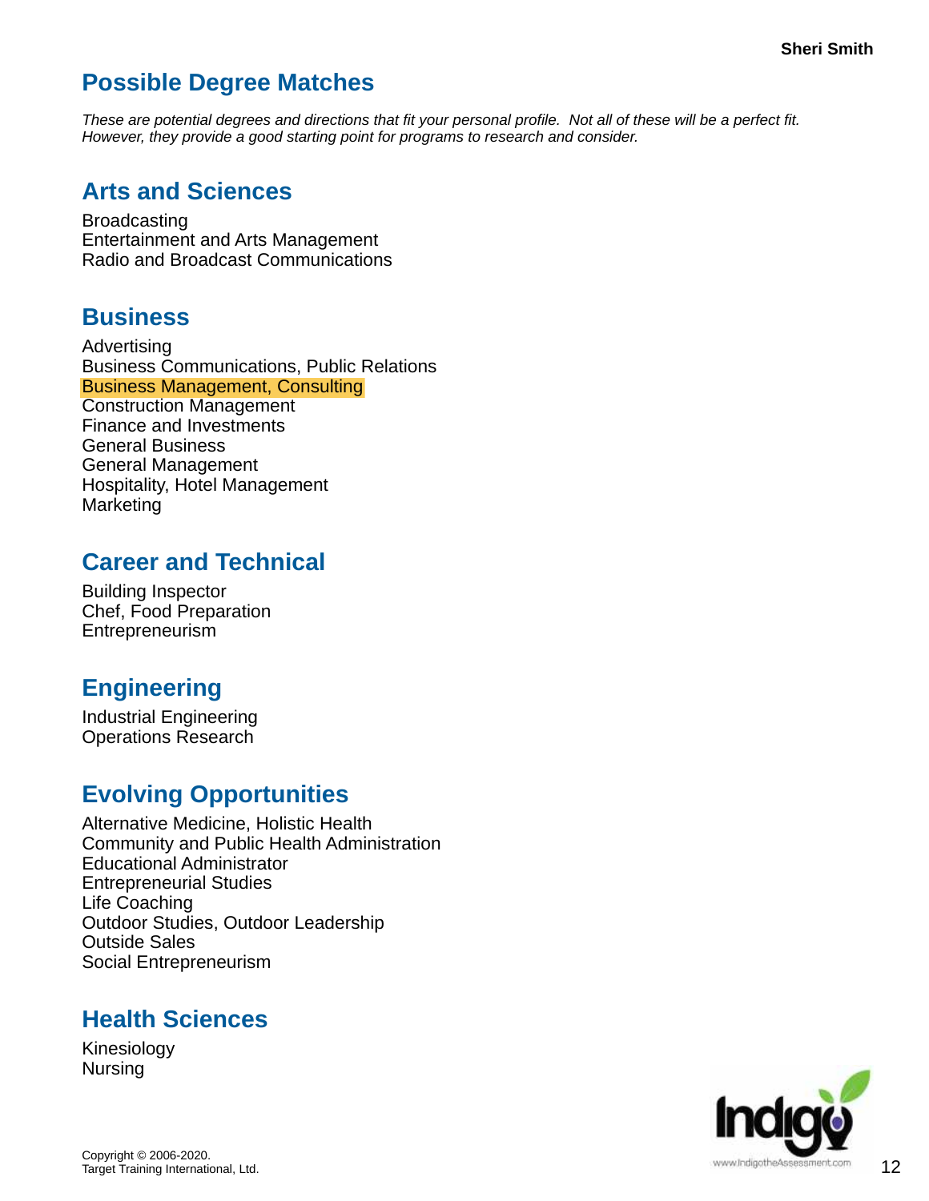# Possible Degree Matches

*These are potential degrees and directions that fit your personal profile. Not all of these will be a perfect fit. However, they provide a good starting point for programs to research and consider.*

## Arts and Sciences

Broadcasting
Entertainment and Arts Management
Radio and Broadcast Communications

## Business

Advertising
Business Communications, Public Relations
Business Management, Consulting
Construction Management
Finance and Investments
General Business
General Management
Hospitality, Hotel Management
Marketing

## Career and Technical

Building Inspector
Chef, Food Preparation
Entrepreneurism

## Engineering

Industrial Engineering
Operations Research

## Evolving Opportunities

Alternative Medicine, Holistic Health
Community and Public Health Administration
Educational Administrator
Entrepreneurial Studies
Life Coaching
Outdoor Studies, Outdoor Leadership
Outside Sales
Social Entrepreneurism

## Health Sciences

Kinesiology
Nursing

Copyright © 2006-2020.
Target Training International, Ltd.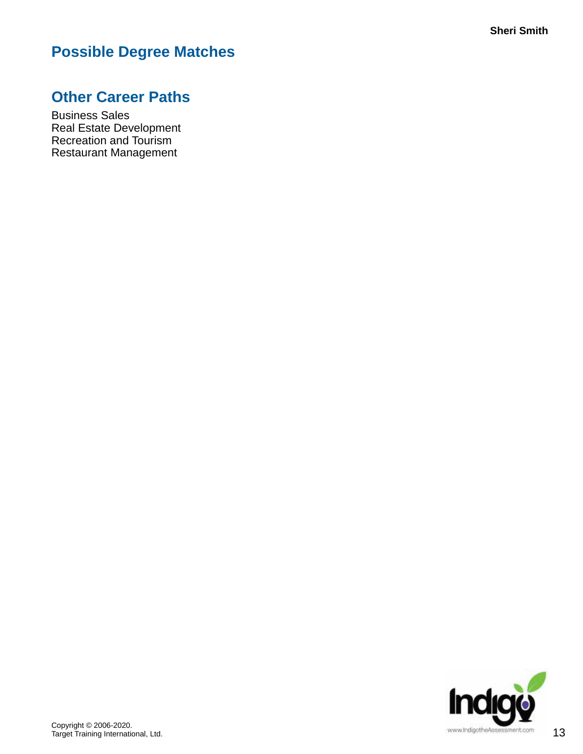## Possible Degree Matches

## Other Career Paths

Business Sales
Real Estate Development
Recreation and Tourism
Restaurant Management

Copyright © 2006-2020.
Target Training International, Ltd.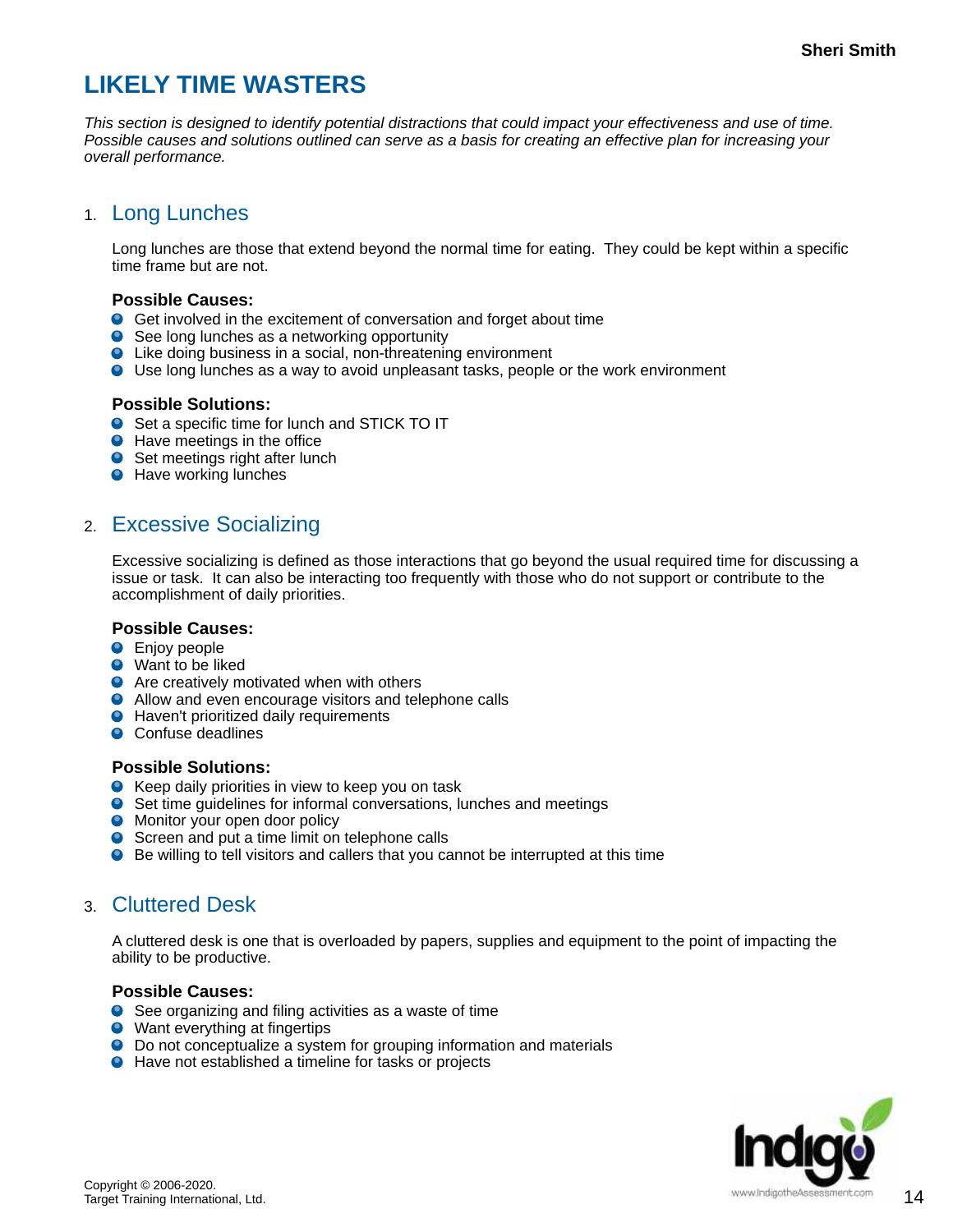# LIKELY TIME WASTERS

*This section is designed to identify potential distractions that could impact your effectiveness and use of time. Possible causes and solutions outlined can serve as a basis for creating an effective plan for increasing your overall performance.*

## 1. Long Lunches

Long lunches are those that extend beyond the normal time for eating. They could be kept within a specific time frame but are not.

**Possible Causes:**

- Get involved in the excitement of conversation and forget about time
- See long lunches as a networking opportunity
- Like doing business in a social, non-threatening environment
- Use long lunches as a way to avoid unpleasant tasks, people or the work environment

**Possible Solutions:**

- Set a specific time for lunch and STICK TO IT
- Have meetings in the office
- Set meetings right after lunch
- Have working lunches

## 2. Excessive Socializing

Excessive socializing is defined as those interactions that go beyond the usual required time for discussing a issue or task. It can also be interacting too frequently with those who do not support or contribute to the accomplishment of daily priorities.

**Possible Causes:**

- Enjoy people
- Want to be liked
- Are creatively motivated when with others
- Allow and even encourage visitors and telephone calls
- Haven't prioritized daily requirements
- Confuse deadlines

**Possible Solutions:**

- Keep daily priorities in view to keep you on task
- Set time guidelines for informal conversations, lunches and meetings
- Monitor your open door policy
- Screen and put a time limit on telephone calls
- Be willing to tell visitors and callers that you cannot be interrupted at this time

## 3. Cluttered Desk

A cluttered desk is one that is overloaded by papers, supplies and equipment to the point of impacting the ability to be productive.

**Possible Causes:**

- See organizing and filing activities as a waste of time
- Want everything at fingertips
- Do not conceptualize a system for grouping information and materials
- Have not established a timeline for tasks or projects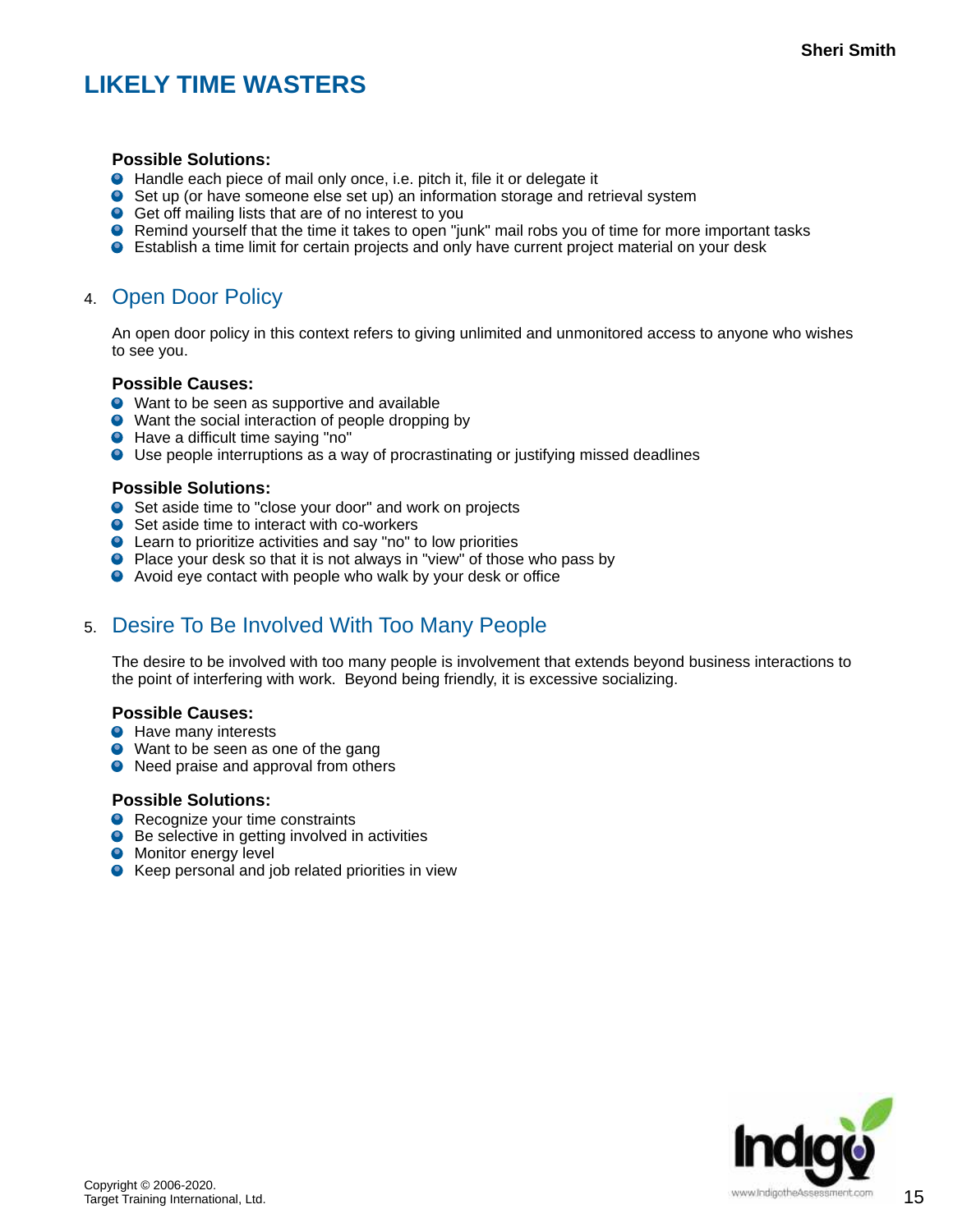# LIKELY TIME WASTERS

**Possible Solutions:**

- Handle each piece of mail only once, i.e. pitch it, file it or delegate it
- Set up (or have someone else set up) an information storage and retrieval system
- Get off mailing lists that are of no interest to you
- Remind yourself that the time it takes to open "junk" mail robs you of time for more important tasks
- Establish a time limit for certain projects and only have current project material on your desk

## 4. Open Door Policy

An open door policy in this context refers to giving unlimited and unmonitored access to anyone who wishes to see you.

**Possible Causes:**

- Want to be seen as supportive and available
- Want the social interaction of people dropping by
- Have a difficult time saying "no"
- Use people interruptions as a way of procrastinating or justifying missed deadlines

**Possible Solutions:**

- Set aside time to "close your door" and work on projects
- Set aside time to interact with co-workers
- Learn to prioritize activities and say "no" to low priorities
- Place your desk so that it is not always in "view" of those who pass by
- Avoid eye contact with people who walk by your desk or office

## 5. Desire To Be Involved With Too Many People

The desire to be involved with too many people is involvement that extends beyond business interactions to the point of interfering with work. Beyond being friendly, it is excessive socializing.

**Possible Causes:**

- Have many interests
- Want to be seen as one of the gang
- Need praise and approval from others

**Possible Solutions:**

- Recognize your time constraints
- Be selective in getting involved in activities
- Monitor energy level
- Keep personal and job related priorities in view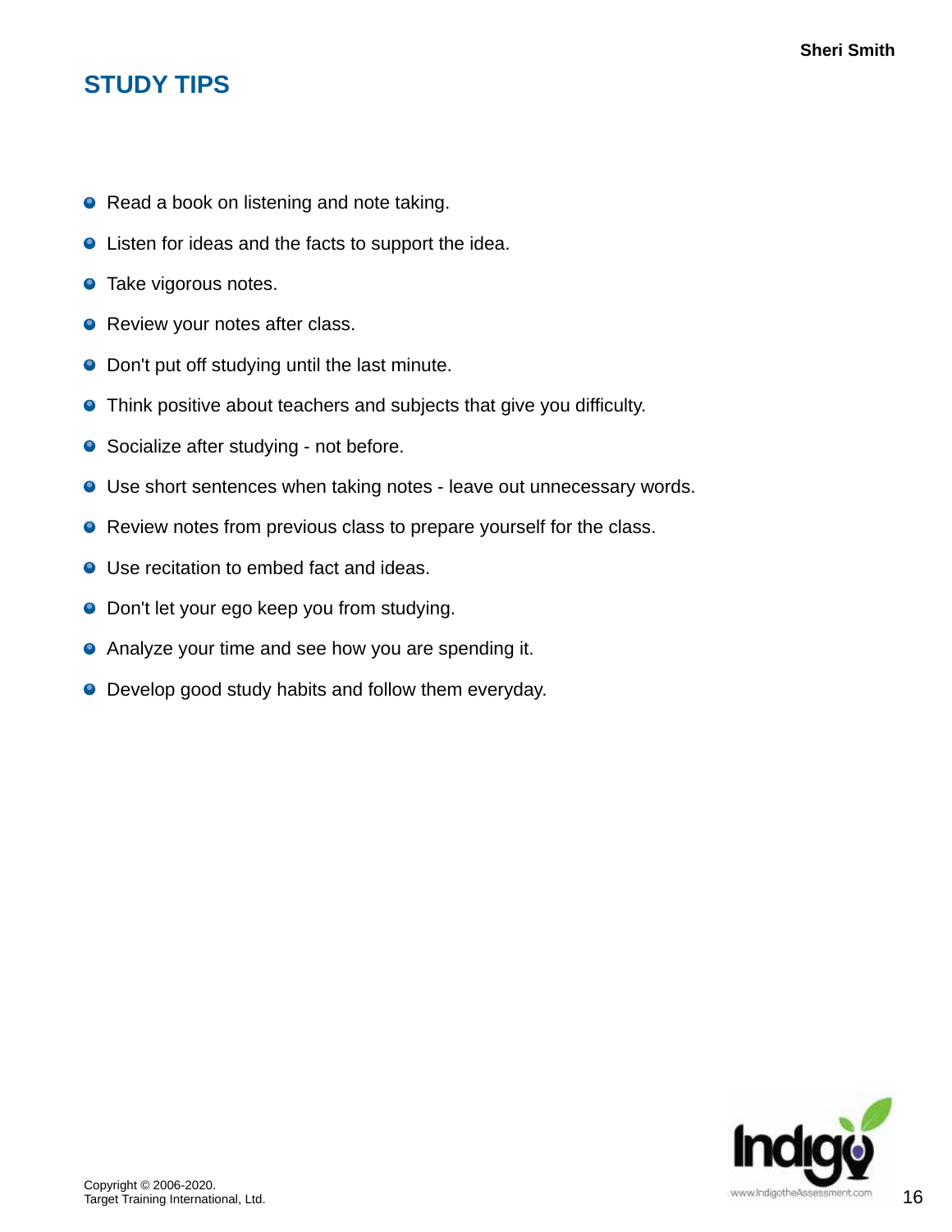## STUDY TIPS

- Read a book on listening and note taking.
- Listen for ideas and the facts to support the idea.
- Take vigorous notes.
- Review your notes after class.
- Don't put off studying until the last minute.
- Think positive about teachers and subjects that give you difficulty.
- Socialize after studying - not before.
- Use short sentences when taking notes - leave out unnecessary words.
- Review notes from previous class to prepare yourself for the class.
- Use recitation to embed fact and ideas.
- Don't let your ego keep you from studying.
- Analyze your time and see how you are spending it.
- Develop good study habits and follow them everyday.